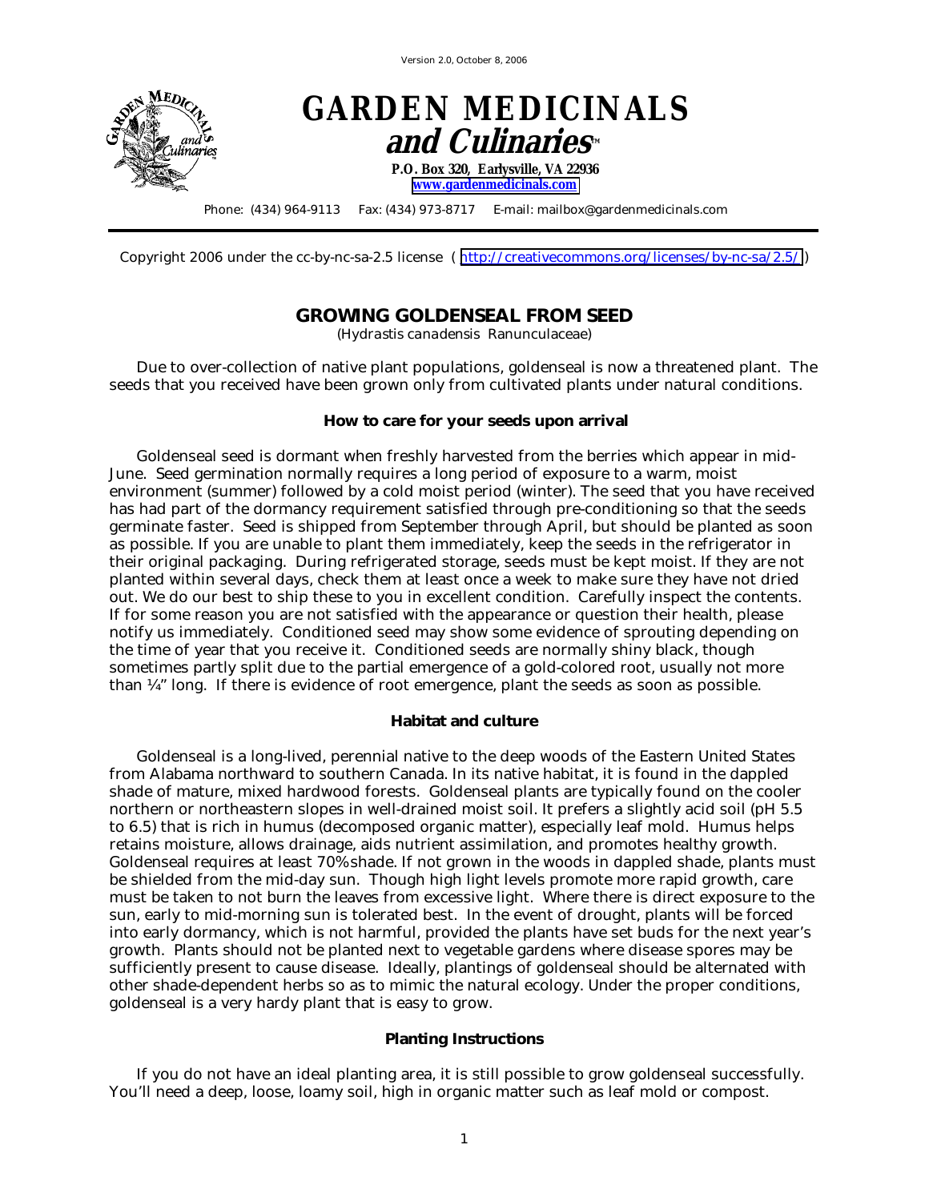Version 2.0, October 8, 2006

# GARDEN MEDICINALS and Culinaries™

**P.O. Box 320, Earlysville, VA 22936**
**[www.gardenmedicinals.com](http://www.gardenmedicinals.com)**

Phone: (434) 964-9113 Fax: (434) 973-8717 E-mail: mailbox@gardenmedicinals.com

---

Copyright 2006 under the cc-by-nc-sa-2.5 license ( http://creativecommons.org/licenses/by-nc-sa/2.5/ )

## GROWING GOLDENSEAL FROM SEED

*(Hydrastis canadensis Ranunculaceae)*

Due to over-collection of native plant populations, goldenseal is now a threatened plant. The seeds that you received have been grown only from cultivated plants under natural conditions.

### How to care for your seeds upon arrival

Goldenseal seed is dormant when freshly harvested from the berries which appear in mid-June. Seed germination normally requires a long period of exposure to a warm, moist environment (summer) followed by a cold moist period (winter). The seed that you have received has had part of the dormancy requirement satisfied through pre-conditioning so that the seeds germinate faster. Seed is shipped from September through April, but should be planted as soon as possible. If you are unable to plant them immediately, keep the seeds in the refrigerator in their original packaging. During refrigerated storage, seeds must be kept moist. If they are not planted within several days, check them at least once a week to make sure they have not dried out. We do our best to ship these to you in excellent condition. Carefully inspect the contents. If for some reason you are not satisfied with the appearance or question their health, please notify us immediately. Conditioned seed may show some evidence of sprouting depending on the time of year that you receive it. Conditioned seeds are normally shiny black, though sometimes partly split due to the partial emergence of a gold-colored root, usually not more than ¼" long. If there is evidence of root emergence, plant the seeds as soon as possible.

### Habitat and culture

Goldenseal is a long-lived, perennial native to the deep woods of the Eastern United States from Alabama northward to southern Canada. In its native habitat, it is found in the dappled shade of mature, mixed hardwood forests. Goldenseal plants are typically found on the cooler northern or northeastern slopes in well-drained moist soil. It prefers a slightly acid soil (pH 5.5 to 6.5) that is rich in humus (decomposed organic matter), especially leaf mold. Humus helps retains moisture, allows drainage, aids nutrient assimilation, and promotes healthy growth. Goldenseal requires at least 70% shade. If not grown in the woods in dappled shade, plants must be shielded from the mid-day sun. Though high light levels promote more rapid growth, care must be taken to not burn the leaves from excessive light. Where there is direct exposure to the sun, early to mid-morning sun is tolerated best. In the event of drought, plants will be forced into early dormancy, which is not harmful, provided the plants have set buds for the next year's growth. Plants should not be planted next to vegetable gardens where disease spores may be sufficiently present to cause disease. Ideally, plantings of goldenseal should be alternated with other shade-dependent herbs so as to mimic the natural ecology. Under the proper conditions, goldenseal is a very hardy plant that is easy to grow.

### Planting Instructions

If you do not have an ideal planting area, it is still possible to grow goldenseal successfully. You'll need a deep, loose, loamy soil, high in organic matter such as leaf mold or compost.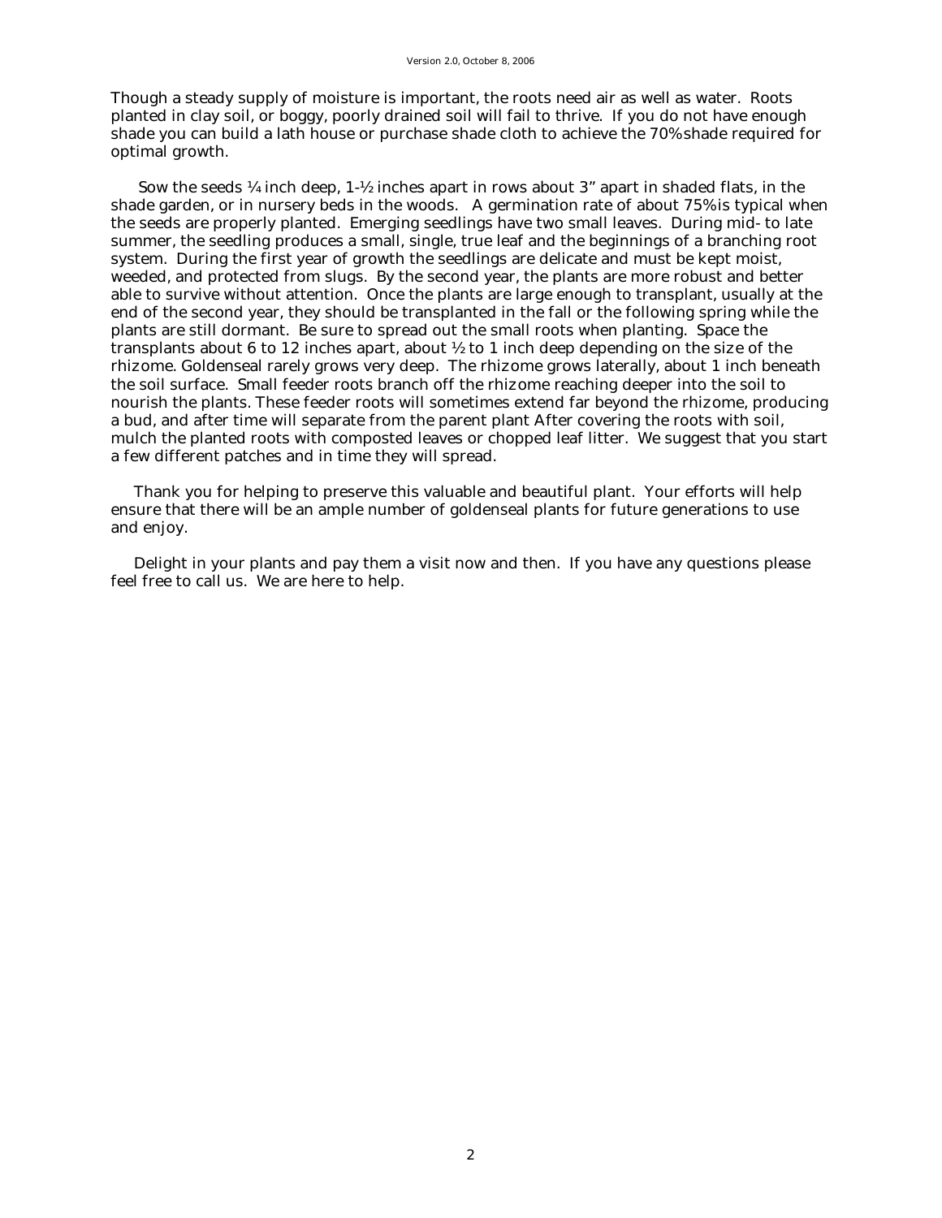Though a steady supply of moisture is important, the roots need air as well as water. Roots planted in clay soil, or boggy, poorly drained soil will fail to thrive. If you do not have enough shade you can build a lath house or purchase shade cloth to achieve the 70% shade required for optimal growth.

Sow the seeds ¼ inch deep, 1-½ inches apart in rows about 3" apart in shaded flats, in the shade garden, or in nursery beds in the woods. A germination rate of about 75% is typical when the seeds are properly planted. Emerging seedlings have two small leaves. During mid- to late summer, the seedling produces a small, single, true leaf and the beginnings of a branching root system. During the first year of growth the seedlings are delicate and must be kept moist, weeded, and protected from slugs. By the second year, the plants are more robust and better able to survive without attention. Once the plants are large enough to transplant, usually at the end of the second year, they should be transplanted in the fall or the following spring while the plants are still dormant. Be sure to spread out the small roots when planting. Space the transplants about 6 to 12 inches apart, about ½ to 1 inch deep depending on the size of the rhizome. Goldenseal rarely grows very deep. The rhizome grows laterally, about 1 inch beneath the soil surface. Small feeder roots branch off the rhizome reaching deeper into the soil to nourish the plants. These feeder roots will sometimes extend far beyond the rhizome, producing a bud, and after time will separate from the parent plant After covering the roots with soil, mulch the planted roots with composted leaves or chopped leaf litter. We suggest that you start a few different patches and in time they will spread.

Thank you for helping to preserve this valuable and beautiful plant. Your efforts will help ensure that there will be an ample number of goldenseal plants for future generations to use and enjoy.

Delight in your plants and pay them a visit now and then. If you have any questions please feel free to call us. We are here to help.